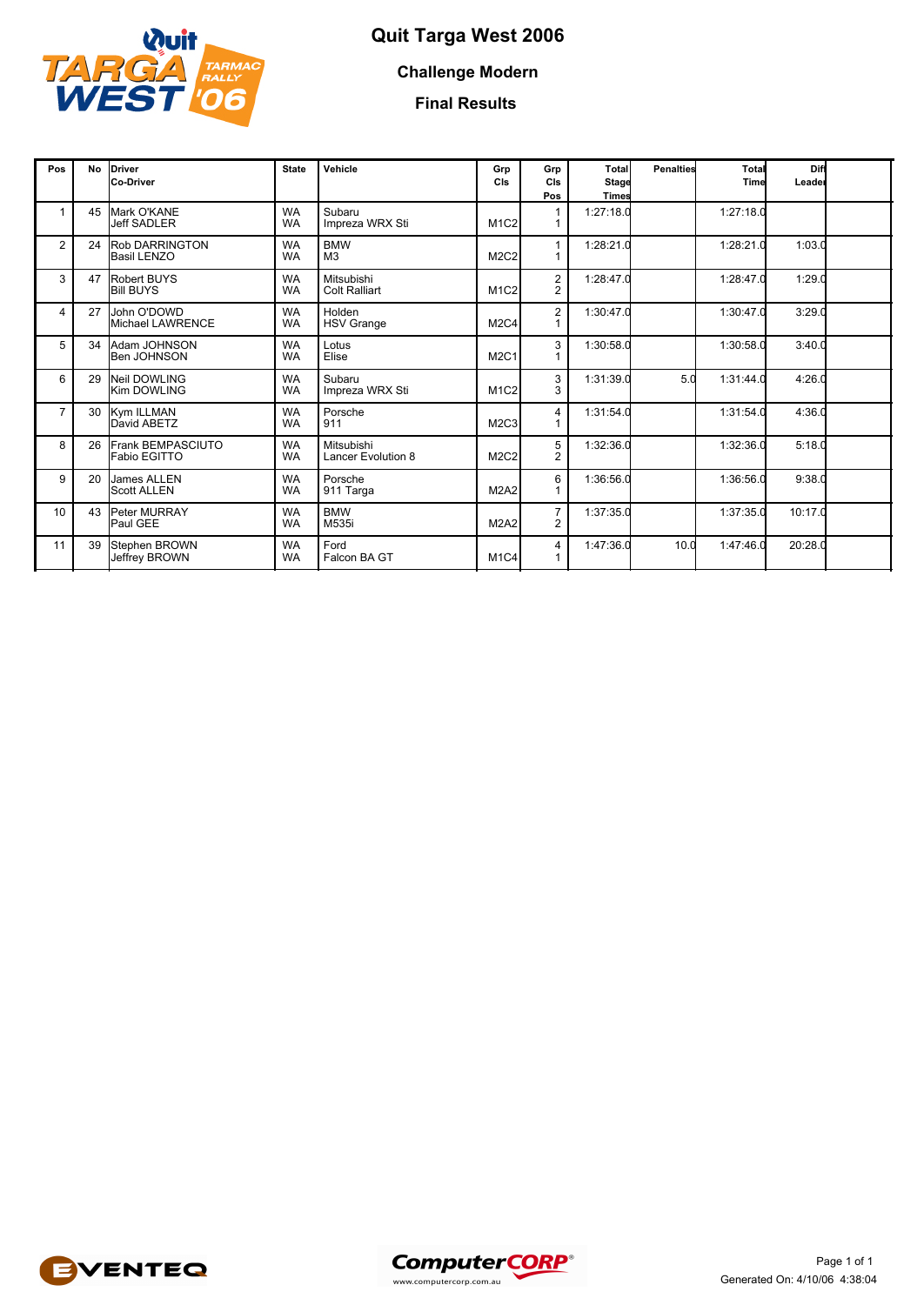# Quit Targa West 2006

## Challenge Modern

## Final Results

| Pos | No | Driver<br>Co-Driver | State | Vehicle | Grp Cls | Grp Cls Pos | Total Stage Times | Penalties | Total Time | Diff Leader |
|---|---|---|---|---|---|---|---|---|---|---|
| 1 | 45 | Mark O'KANE<br>Jeff SADLER | WA<br>WA | Subaru<br>Impreza WRX Sti | M1C2 | 1<br>1 | 1:27:18.0 | | 1:27:18.0 | |
| 2 | 24 | Rob DARRINGTON<br>Basil LENZO | WA<br>WA | BMW<br>M3 | M2C2 | 1<br>1 | 1:28:21.0 | | 1:28:21.0 | 1:03.0 |
| 3 | 47 | Robert BUYS<br>Bill BUYS | WA<br>WA | Mitsubishi<br>Colt Ralliart | M1C2 | 2<br>2 | 1:28:47.0 | | 1:28:47.0 | 1:29.0 |
| 4 | 27 | John O'DOWD<br>Michael LAWRENCE | WA<br>WA | Holden<br>HSV Grange | M2C4 | 2<br>1 | 1:30:47.0 | | 1:30:47.0 | 3:29.0 |
| 5 | 34 | Adam JOHNSON<br>Ben JOHNSON | WA<br>WA | Lotus<br>Elise | M2C1 | 3<br>1 | 1:30:58.0 | | 1:30:58.0 | 3:40.0 |
| 6 | 29 | Neil DOWLING<br>Kim DOWLING | WA<br>WA | Subaru<br>Impreza WRX Sti | M1C2 | 3<br>3 | 1:31:39.0 | 5.0 | 1:31:44.0 | 4:26.0 |
| 7 | 30 | Kym ILLMAN<br>David ABETZ | WA<br>WA | Porsche<br>911 | M2C3 | 4<br>1 | 1:31:54.0 | | 1:31:54.0 | 4:36.0 |
| 8 | 26 | Frank BEMPASCIUTO<br>Fabio EGITTO | WA<br>WA | Mitsubishi<br>Lancer Evolution 8 | M2C2 | 5<br>2 | 1:32:36.0 | | 1:32:36.0 | 5:18.0 |
| 9 | 20 | James ALLEN<br>Scott ALLEN | WA<br>WA | Porsche<br>911 Targa | M2A2 | 6<br>1 | 1:36:56.0 | | 1:36:56.0 | 9:38.0 |
| 10 | 43 | Peter MURRAY<br>Paul GEE | WA<br>WA | BMW<br>M535i | M2A2 | 7<br>2 | 1:37:35.0 | | 1:37:35.0 | 10:17.0 |
| 11 | 39 | Stephen BROWN<br>Jeffrey BROWN | WA<br>WA | Ford<br>Falcon BA GT | M1C4 | 4<br>1 | 1:47:36.0 | 10.0 | 1:47:46.0 | 20:28.0 |

Generated On: 4/10/06 4:38:04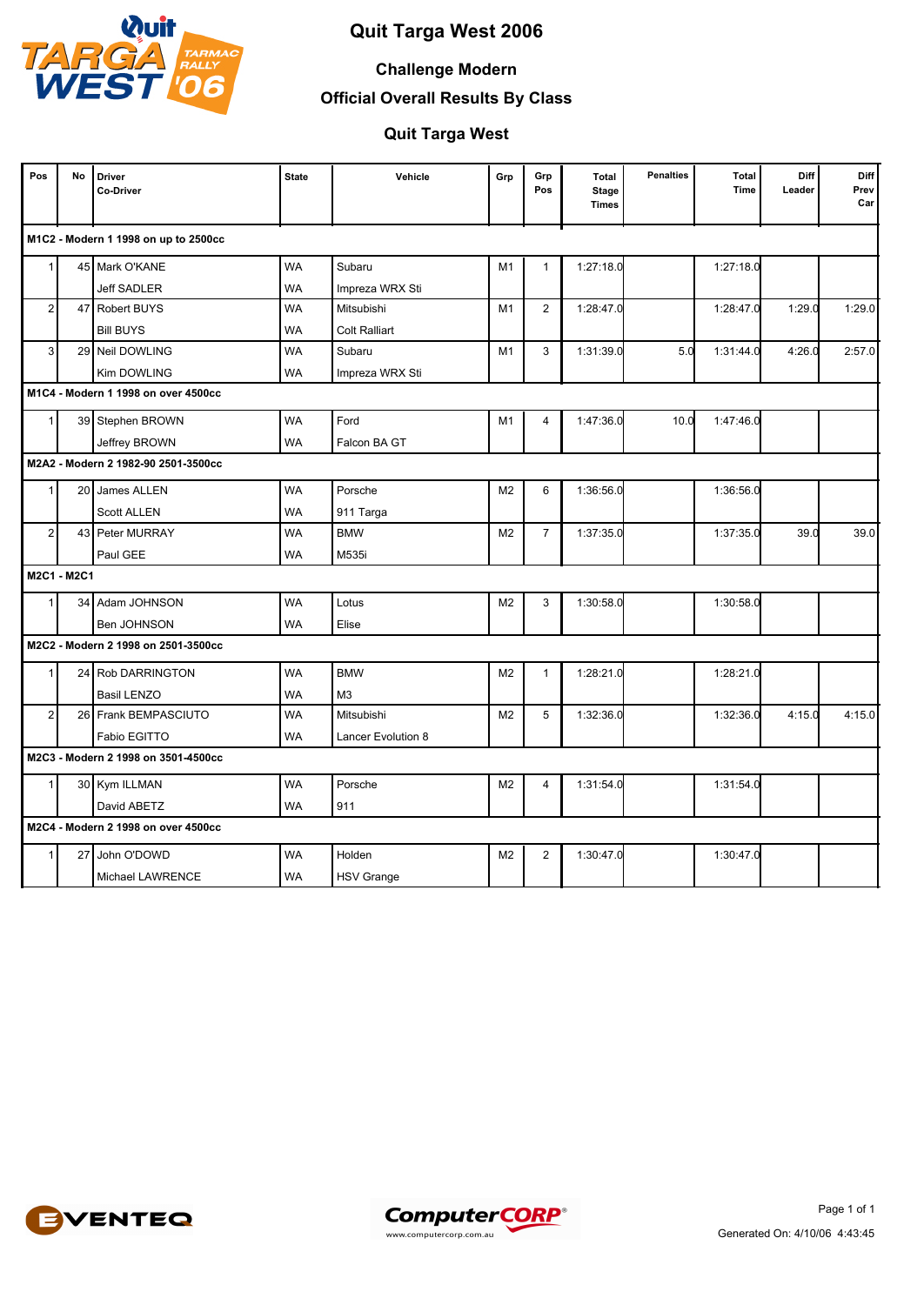# Quit Targa West 2006

## Challenge Modern

## Official Overall Results By Class

## Quit Targa West

| Pos | No | Driver<br>Co-Driver | State | Vehicle | Grp | Grp Pos | Total Stage Times | Penalties | Total Time | Diff Leader | Diff Prev Car |
|---|---|---|---|---|---|---|---|---|---|---|---|
| **M1C2 - Modern 1 1998 on up to 2500cc** | | | | | | | | | | | |
| 1 | 45 | Mark O'KANE<br>Jeff SADLER | WA<br>WA | Subaru<br>Impreza WRX Sti | M1 | 1 | 1:27:18.0 | | 1:27:18.0 | | |
| 2 | 47 | Robert BUYS<br>Bill BUYS | WA<br>WA | Mitsubishi<br>Colt Ralliart | M1 | 2 | 1:28:47.0 | | 1:28:47.0 | 1:29.0 | 1:29.0 |
| 3 | 29 | Neil DOWLING<br>Kim DOWLING | WA<br>WA | Subaru<br>Impreza WRX Sti | M1 | 3 | 1:31:39.0 | 5.0 | 1:31:44.0 | 4:26.0 | 2:57.0 |
| **M1C4 - Modern 1 1998 on over 4500cc** | | | | | | | | | | | |
| 1 | 39 | Stephen BROWN<br>Jeffrey BROWN | WA<br>WA | Ford<br>Falcon BA GT | M1 | 4 | 1:47:36.0 | 10.0 | 1:47:46.0 | | |
| **M2A2 - Modern 2 1982-90 2501-3500cc** | | | | | | | | | | | |
| 1 | 20 | James ALLEN<br>Scott ALLEN | WA<br>WA | Porsche<br>911 Targa | M2 | 6 | 1:36:56.0 | | 1:36:56.0 | | |
| 2 | 43 | Peter MURRAY<br>Paul GEE | WA<br>WA | BMW<br>M535i | M2 | 7 | 1:37:35.0 | | 1:37:35.0 | 39.0 | 39.0 |
| **M2C1 - M2C1** | | | | | | | | | | | |
| 1 | 34 | Adam JOHNSON<br>Ben JOHNSON | WA<br>WA | Lotus<br>Elise | M2 | 3 | 1:30:58.0 | | 1:30:58.0 | | |
| **M2C2 - Modern 2 1998 on 2501-3500cc** | | | | | | | | | | | |
| 1 | 24 | Rob DARRINGTON<br>Basil LENZO | WA<br>WA | BMW<br>M3 | M2 | 1 | 1:28:21.0 | | 1:28:21.0 | | |
| 2 | 26 | Frank BEMPASCIUTO<br>Fabio EGITTO | WA<br>WA | Mitsubishi<br>Lancer Evolution 8 | M2 | 5 | 1:32:36.0 | | 1:32:36.0 | 4:15.0 | 4:15.0 |
| **M2C3 - Modern 2 1998 on 3501-4500cc** | | | | | | | | | | | |
| 1 | 30 | Kym ILLMAN<br>David ABETZ | WA<br>WA | Porsche<br>911 | M2 | 4 | 1:31:54.0 | | 1:31:54.0 | | |
| **M2C4 - Modern 2 1998 on over 4500cc** | | | | | | | | | | | |
| 1 | 27 | John O'DOWD<br>Michael LAWRENCE | WA<br>WA | Holden<br>HSV Grange | M2 | 2 | 1:30:47.0 | | 1:30:47.0 | | |

Generated On: 4/10/06 4:43:45